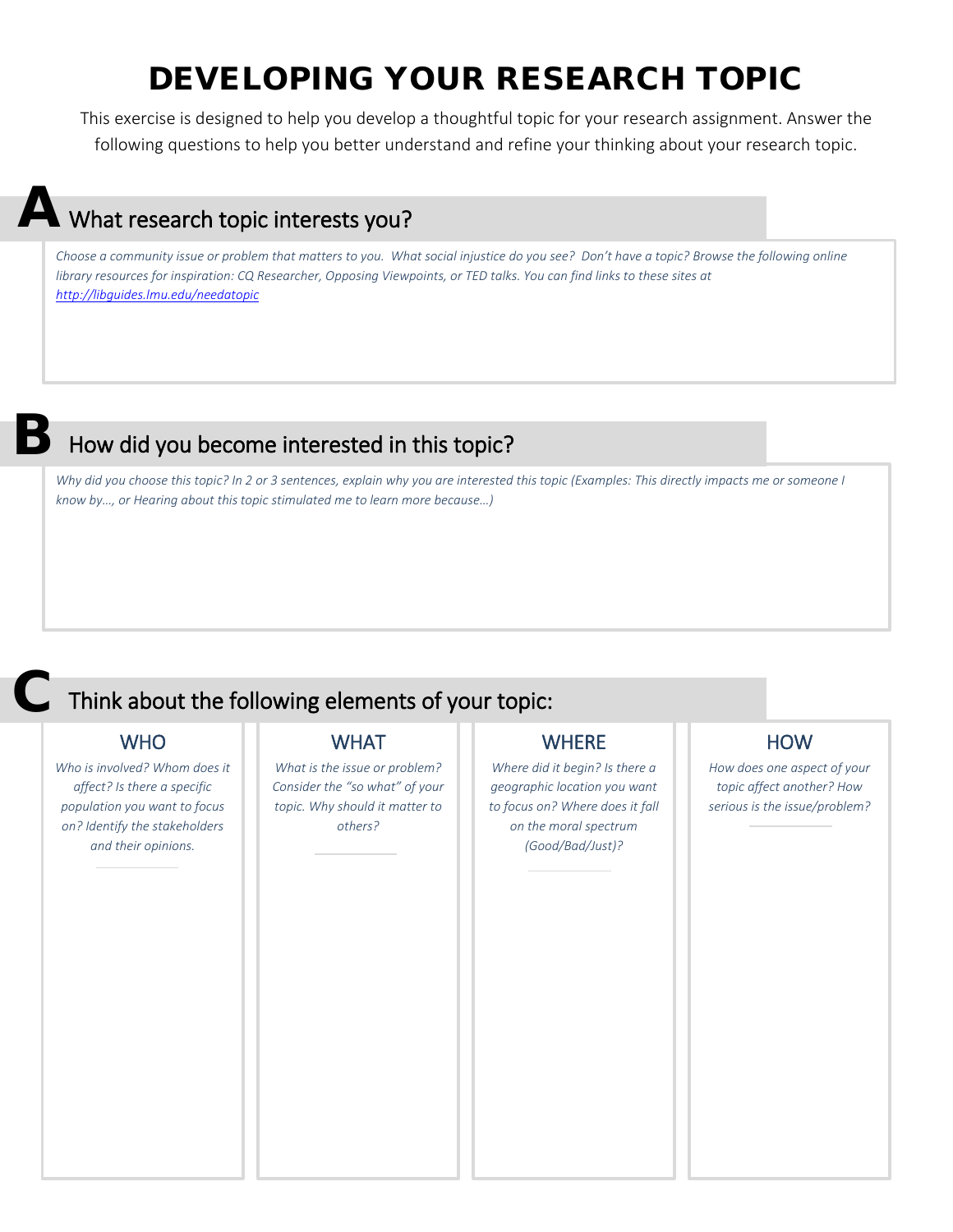# DEVELOPING YOUR RESEARCH TOPIC

This exercise is designed to help you develop a thoughtful topic for your research assignment. Answer the following questions to help you better understand and refine your thinking about your research topic.

## A What research topic interests you?

*Choose a community issue or problem that matters to you. What social injustice do you see? Don't have a topic? Browse the following online library resources for inspiration: CQ Researcher, Opposing Viewpoints, or TED talks. You can find links to these sites at* http://libguides.lmu.edu/needatopic

## B How did you become interested in this topic?

*Why did you choose this topic? In 2 or 3 sentences, explain why you are interested this topic (Examples: This directly impacts me or someone I know by…, or Hearing about this topic stimulated me to learn more because…)*

## C Think about the following elements of your topic:

| WHO | WHAT | WHERE | HOW |
|---|---|---|---|
| *Who is involved? Whom does it affect? Is there a specific population you want to focus on? Identify the stakeholders and their opinions.* | *What is the issue or problem? Consider the "so what" of your topic. Why should it matter to others?* | *Where did it begin? Is there a geographic location you want to focus on? Where does it fall on the moral spectrum (Good/Bad/Just)?* | *How does one aspect of your topic affect another? How serious is the issue/problem?* |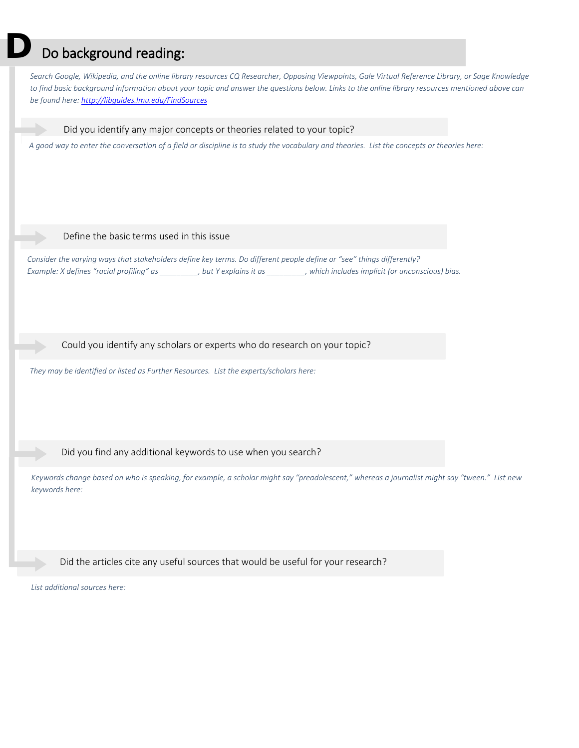# D Do background reading:

*Search Google, Wikipedia, and the online library resources CQ Researcher, Opposing Viewpoints, Gale Virtual Reference Library, or Sage Knowledge to find basic background information about your topic and answer the questions below. Links to the online library resources mentioned above can be found here: [http://libguides.lmu.edu/FindSources](http://libguides.lmu.edu/FindSources)*

### Did you identify any major concepts or theories related to your topic?

*A good way to enter the conversation of a field or discipline is to study the vocabulary and theories. List the concepts or theories here:*

### Define the basic terms used in this issue

*Consider the varying ways that stakeholders define key terms. Do different people define or "see" things differently?*
*Example: X defines "racial profiling" as _________, but Y explains it as _________, which includes implicit (or unconscious) bias.*

### Could you identify any scholars or experts who do research on your topic?

*They may be identified or listed as Further Resources. List the experts/scholars here:*

### Did you find any additional keywords to use when you search?

*Keywords change based on who is speaking, for example, a scholar might say "preadolescent," whereas a journalist might say "tween." List new keywords here:*

### Did the articles cite any useful sources that would be useful for your research?

*List additional sources here:*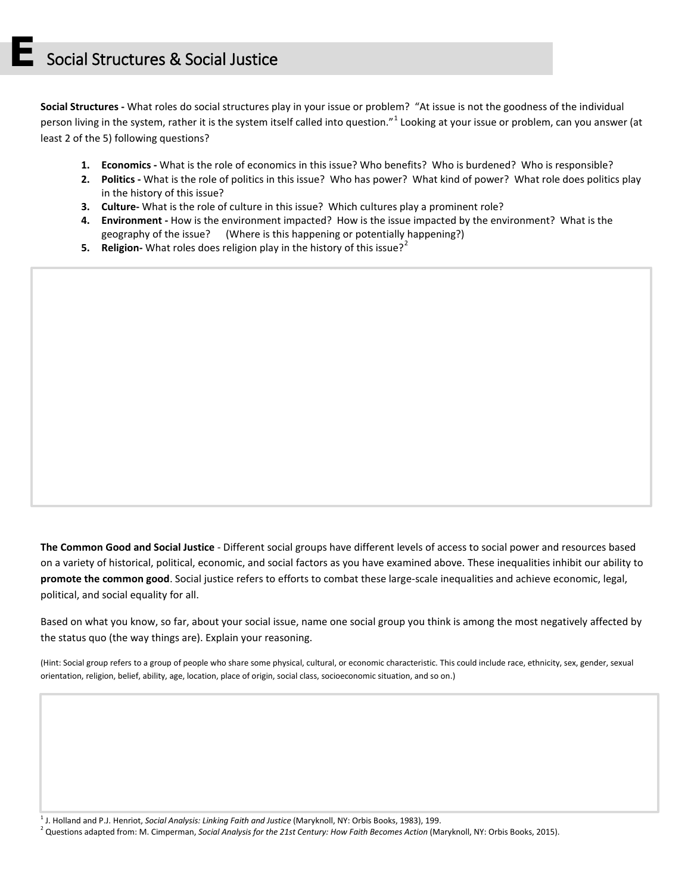# E Social Structures & Social Justice

**Social Structures -** What roles do social structures play in your issue or problem? "At issue is not the goodness of the individual person living in the system, rather it is the system itself called into question."[1] Looking at your issue or problem, can you answer (at least 2 of the 5) following questions?

1. **Economics -** What is the role of economics in this issue? Who benefits? Who is burdened? Who is responsible?
2. **Politics -** What is the role of politics in this issue? Who has power? What kind of power? What role does politics play in the history of this issue?
3. **Culture-** What is the role of culture in this issue? Which cultures play a prominent role?
4. **Environment -** How is the environment impacted? How is the issue impacted by the environment? What is the geography of the issue? (Where is this happening or potentially happening?)
5. **Religion-** What roles does religion play in the history of this issue?[2]

**The Common Good and Social Justice** - Different social groups have different levels of access to social power and resources based on a variety of historical, political, economic, and social factors as you have examined above. These inequalities inhibit our ability to **promote the common good**. Social justice refers to efforts to combat these large-scale inequalities and achieve economic, legal, political, and social equality for all.

Based on what you know, so far, about your social issue, name one social group you think is among the most negatively affected by the status quo (the way things are). Explain your reasoning.

(Hint: Social group refers to a group of people who share some physical, cultural, or economic characteristic. This could include race, ethnicity, sex, gender, sexual orientation, religion, belief, ability, age, location, place of origin, social class, socioeconomic situation, and so on.)

[1] J. Holland and P.J. Henriot, *Social Analysis: Linking Faith and Justice* (Maryknoll, NY: Orbis Books, 1983), 199.

[2] Questions adapted from: M. Cimperman, *Social Analysis for the 21st Century: How Faith Becomes Action* (Maryknoll, NY: Orbis Books, 2015).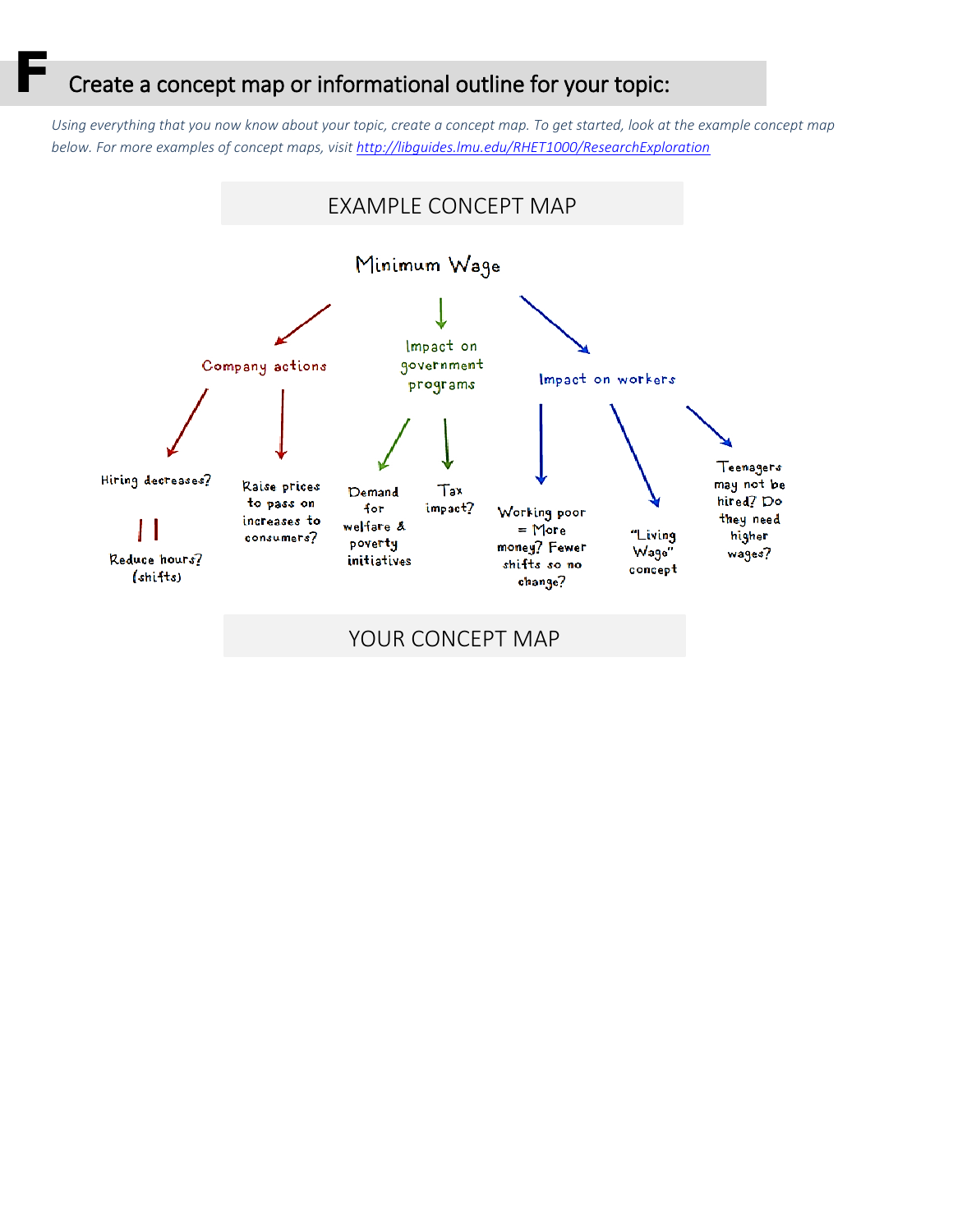# F Create a concept map or informational outline for your topic:

*Using everything that you now know about your topic, create a concept map. To get started, look at the example concept map below. For more examples of concept maps, visit [http://libguides.lmu.edu/RHET1000/ResearchExploration](http://libguides.lmu.edu/RHET1000/ResearchExploration)*

## EXAMPLE CONCEPT MAP

Minimum Wage

- Company actions
  - Hiring decreases? || Reduce hours? (shifts)
  - Raise prices to pass on increases to consumers?
- Impact on government programs
  - Demand for welfare & poverty initiatives
  - Tax impact?
- Impact on workers
  - Working poor = More money? Fewer shifts so no change?
  - "Living Wage" concept
  - Teenagers may not be hired? Do they need higher wages?

## YOUR CONCEPT MAP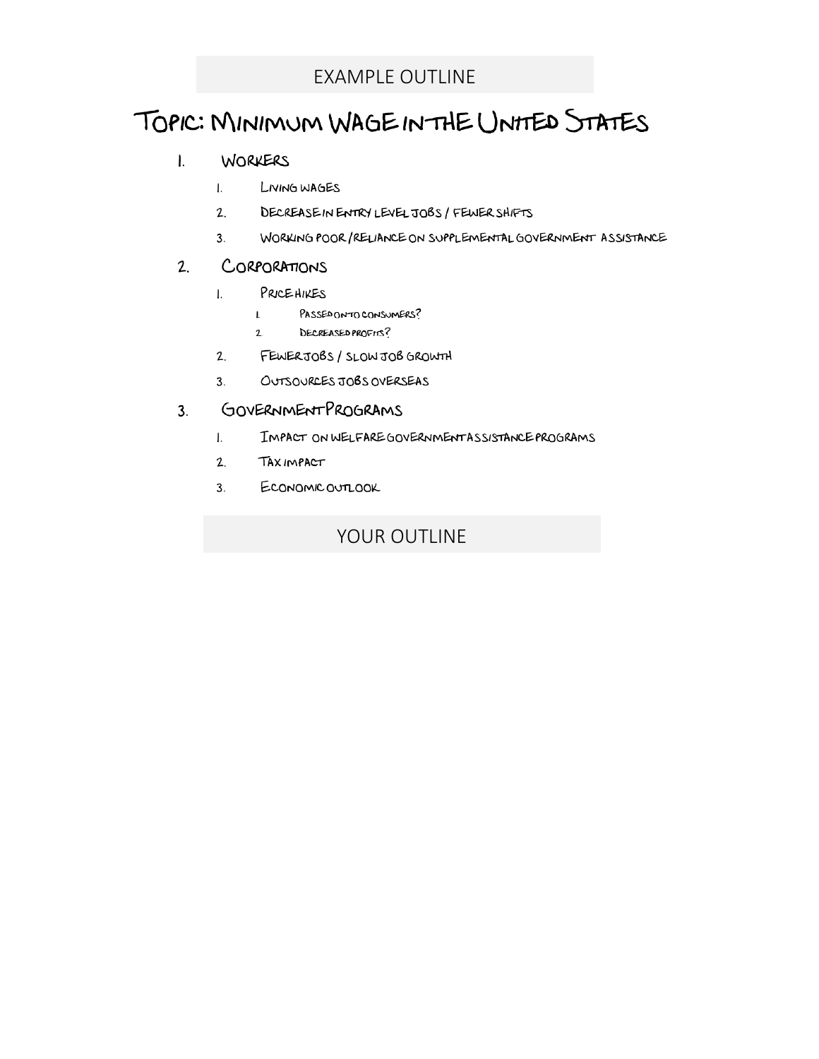## EXAMPLE OUTLINE

# Topic: Minimum Wage in the United States

1. Workers
   1. Living wages
   2. Decrease in Entry level jobs / fewer shifts
   3. Working poor / reliance on supplemental government assistance
2. Corporations
   1. Price hikes
      1. Passed onto consumers?
      2. Decreased profits?
   2. Fewer jobs / slow job growth
   3. Outsources jobs overseas
3. Government Programs
   1. Impact on welfare government assistance programs
   2. Tax impact
   3. Economic outlook

## YOUR OUTLINE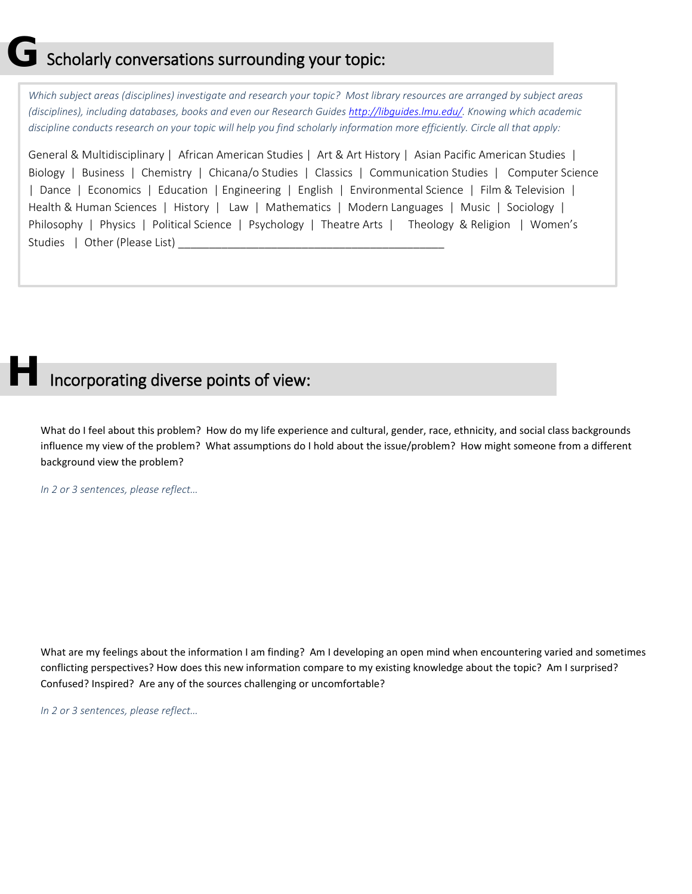## G Scholarly conversations surrounding your topic:

*Which subject areas (disciplines) investigate and research your topic? Most library resources are arranged by subject areas (disciplines), including databases, books and even our Research Guides http://libguides.lmu.edu/. Knowing which academic discipline conducts research on your topic will help you find scholarly information more efficiently. Circle all that apply:*

General & Multidisciplinary | African American Studies | Art & Art History | Asian Pacific American Studies | Biology | Business | Chemistry | Chicana/o Studies | Classics | Communication Studies | Computer Science | Dance | Economics | Education | Engineering | English | Environmental Science | Film & Television | Health & Human Sciences | History | Law | Mathematics | Modern Languages | Music | Sociology | Philosophy | Physics | Political Science | Psychology | Theatre Arts | Theology & Religion | Women's Studies | Other (Please List) ___________________________________________

## H Incorporating diverse points of view:

What do I feel about this problem? How do my life experience and cultural, gender, race, ethnicity, and social class backgrounds influence my view of the problem? What assumptions do I hold about the issue/problem? How might someone from a different background view the problem?

*In 2 or 3 sentences, please reflect…*

What are my feelings about the information I am finding? Am I developing an open mind when encountering varied and sometimes conflicting perspectives? How does this new information compare to my existing knowledge about the topic? Am I surprised? Confused? Inspired? Are any of the sources challenging or uncomfortable?

*In 2 or 3 sentences, please reflect…*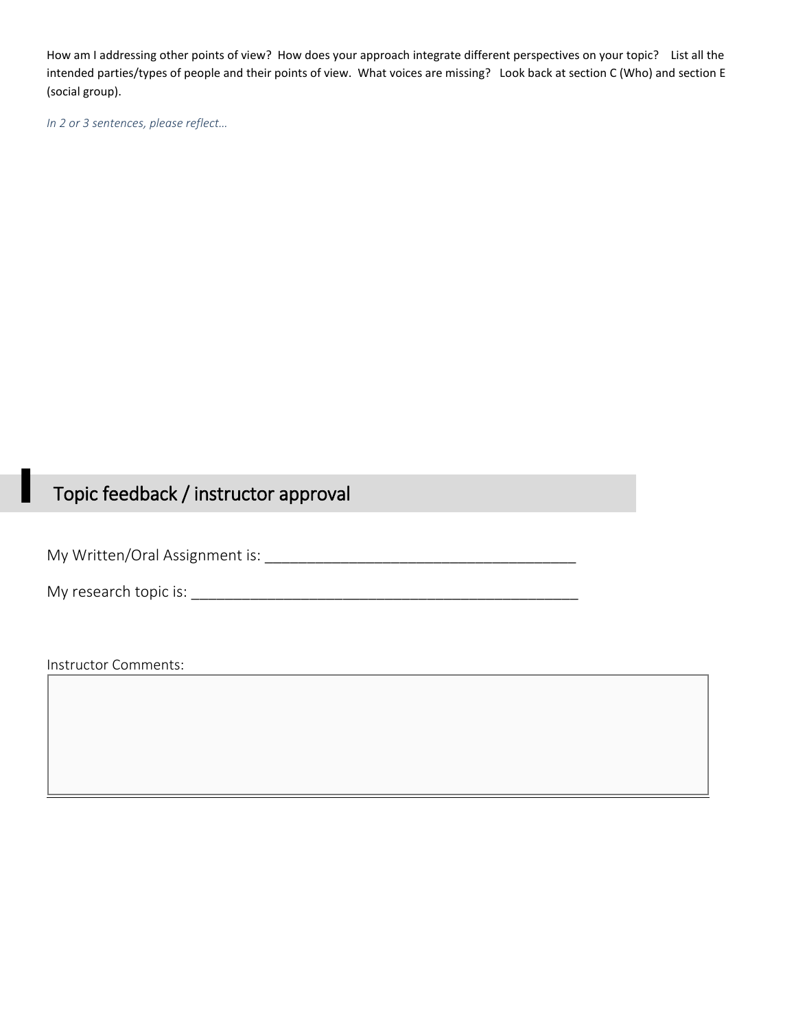How am I addressing other points of view? How does your approach integrate different perspectives on your topic? List all the intended parties/types of people and their points of view. What voices are missing? Look back at section C (Who) and section E (social group).

*In 2 or 3 sentences, please reflect…*

## Topic feedback / instructor approval

My Written/Oral Assignment is: ______________________________________

My research topic is: ______________________________________________

Instructor Comments: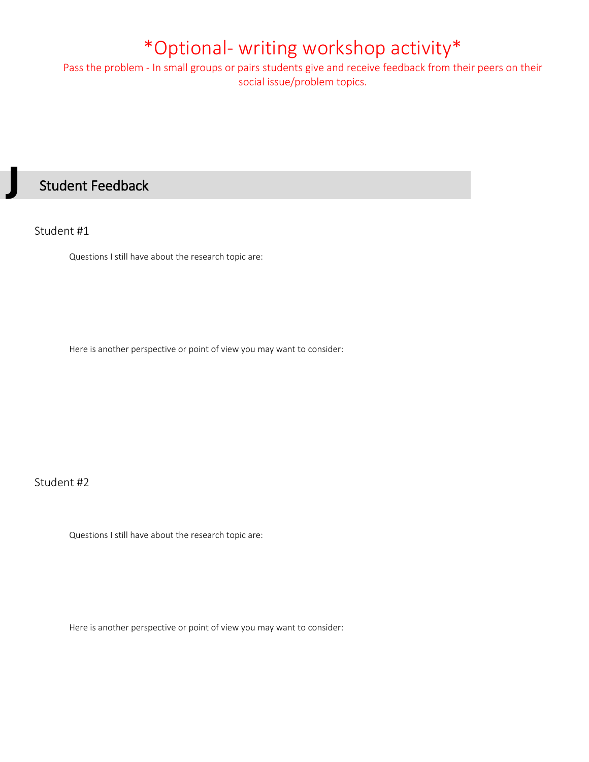# *Optional- writing workshop activity*

Pass the problem - In small groups or pairs students give and receive feedback from their peers on their social issue/problem topics.

## J Student Feedback

Student #1

Questions I still have about the research topic are:

Here is another perspective or point of view you may want to consider:

Student #2

Questions I still have about the research topic are:

Here is another perspective or point of view you may want to consider: